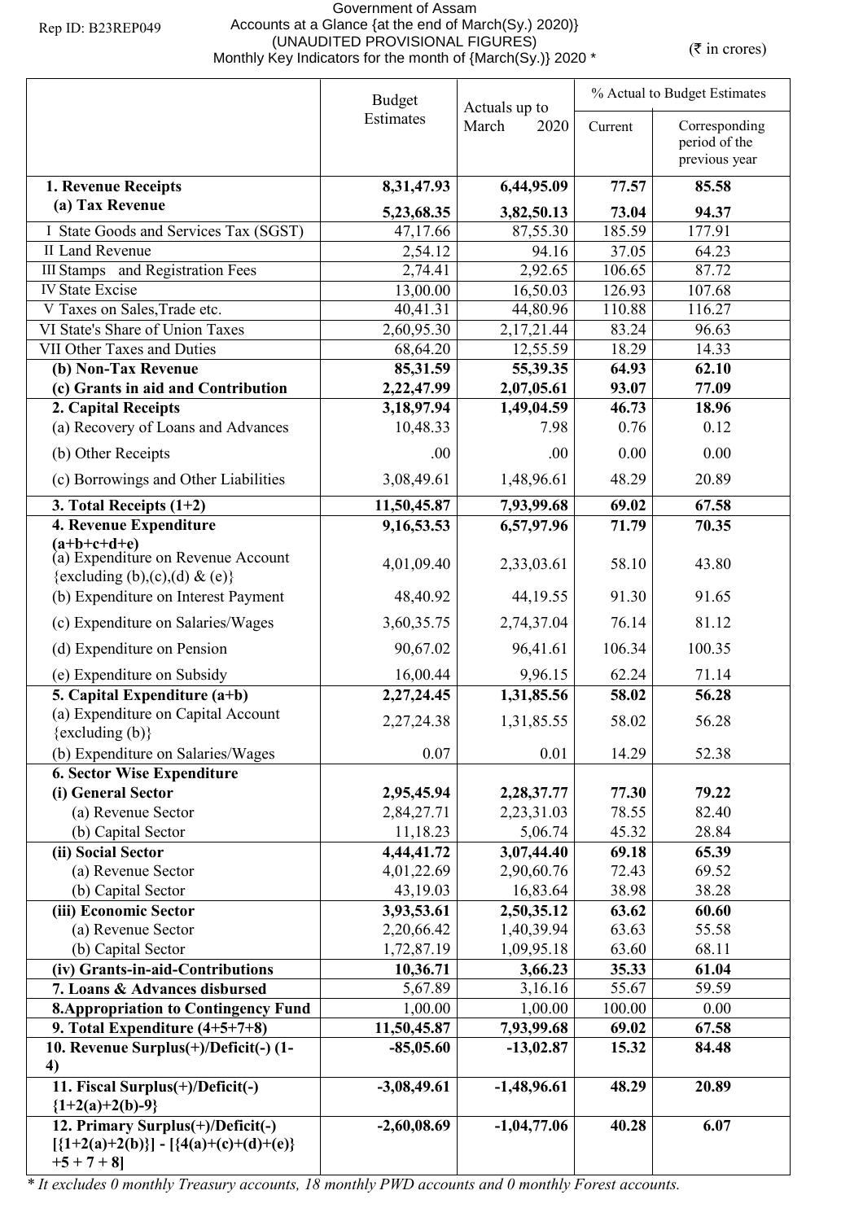Rep ID: B23REP049

Government of Assam
Accounts at a Glance {at the end of March(Sy.) 2020)}
(UNAUDITED PROVISIONAL FIGURES)
Monthly Key Indicators for the month of {March(Sy.)} 2020 *

(₹ in crores)

| | Budget Estimates | Actuals up to March 2020 | % Actual to Budget Estimates | |
|---|---|---|---|---|
| | | | Current | Corresponding period of the previous year |
| **1. Revenue Receipts** | **8,31,47.93** | **6,44,95.09** | **77.57** | **85.58** |
| **(a) Tax Revenue** | **5,23,68.35** | **3,82,50.13** | **73.04** | **94.37** |
| I State Goods and Services Tax (SGST) | 47,17.66 | 87,55.30 | 185.59 | 177.91 |
| II Land Revenue | 2,54.12 | 94.16 | 37.05 | 64.23 |
| III Stamps and Registration Fees | 2,74.41 | 2,92.65 | 106.65 | 87.72 |
| IV State Excise | 13,00.00 | 16,50.03 | 126.93 | 107.68 |
| V Taxes on Sales,Trade etc. | 40,41.31 | 44,80.96 | 110.88 | 116.27 |
| VI State's Share of Union Taxes | 2,60,95.30 | 2,17,21.44 | 83.24 | 96.63 |
| VII Other Taxes and Duties | 68,64.20 | 12,55.59 | 18.29 | 14.33 |
| **(b) Non-Tax Revenue** | **85,31.59** | **55,39.35** | **64.93** | **62.10** |
| **(c) Grants in aid and Contribution** | **2,22,47.99** | **2,07,05.61** | **93.07** | **77.09** |
| **2. Capital Receipts** | **3,18,97.94** | **1,49,04.59** | **46.73** | **18.96** |
| (a) Recovery of Loans and Advances | 10,48.33 | 7.98 | 0.76 | 0.12 |
| (b) Other Receipts | .00 | .00 | 0.00 | 0.00 |
| (c) Borrowings and Other Liabilities | 3,08,49.61 | 1,48,96.61 | 48.29 | 20.89 |
| **3. Total Receipts (1+2)** | **11,50,45.87** | **7,93,99.68** | **69.02** | **67.58** |
| **4. Revenue Expenditure (a+b+c+d+e)** | **9,16,53.53** | **6,57,97.96** | **71.79** | **70.35** |
| (a) Expenditure on Revenue Account {excluding (b),(c),(d) & (e)} | 4,01,09.40 | 2,33,03.61 | 58.10 | 43.80 |
| (b) Expenditure on Interest Payment | 48,40.92 | 44,19.55 | 91.30 | 91.65 |
| (c) Expenditure on Salaries/Wages | 3,60,35.75 | 2,74,37.04 | 76.14 | 81.12 |
| (d) Expenditure on Pension | 90,67.02 | 96,41.61 | 106.34 | 100.35 |
| (e) Expenditure on Subsidy | 16,00.44 | 9,96.15 | 62.24 | 71.14 |
| **5. Capital Expenditure (a+b)** | **2,27,24.45** | **1,31,85.56** | **58.02** | **56.28** |
| (a) Expenditure on Capital Account {excluding (b)} | 2,27,24.38 | 1,31,85.55 | 58.02 | 56.28 |
| (b) Expenditure on Salaries/Wages | 0.07 | 0.01 | 14.29 | 52.38 |
| **6. Sector Wise Expenditure** | | | | |
| **(i) General Sector** | **2,95,45.94** | **2,28,37.77** | **77.30** | **79.22** |
| (a) Revenue Sector | 2,84,27.71 | 2,23,31.03 | 78.55 | 82.40 |
| (b) Capital Sector | 11,18.23 | 5,06.74 | 45.32 | 28.84 |
| **(ii) Social Sector** | **4,44,41.72** | **3,07,44.40** | **69.18** | **65.39** |
| (a) Revenue Sector | 4,01,22.69 | 2,90,60.76 | 72.43 | 69.52 |
| (b) Capital Sector | 43,19.03 | 16,83.64 | 38.98 | 38.28 |
| **(iii) Economic Sector** | **3,93,53.61** | **2,50,35.12** | **63.62** | **60.60** |
| (a) Revenue Sector | 2,20,66.42 | 1,40,39.94 | 63.63 | 55.58 |
| (b) Capital Sector | 1,72,87.19 | 1,09,95.18 | 63.60 | 68.11 |
| **(iv) Grants-in-aid-Contributions** | **10,36.71** | **3,66.23** | **35.33** | **61.04** |
| **7. Loans & Advances disbursed** | 5,67.89 | 3,16.16 | 55.67 | 59.59 |
| **8.Appropriation to Contingency Fund** | 1,00.00 | 1,00.00 | 100.00 | 0.00 |
| **9. Total Expenditure (4+5+7+8)** | **11,50,45.87** | **7,93,99.68** | **69.02** | **67.58** |
| **10. Revenue Surplus(+)/Deficit(-) (1-4)** | **-85,05.60** | **-13,02.87** | **15.32** | **84.48** |
| **11. Fiscal Surplus(+)/Deficit(-) {1+2(a)+2(b)-9}** | **-3,08,49.61** | **-1,48,96.61** | **48.29** | **20.89** |
| **12. Primary Surplus(+)/Deficit(-) [{1+2(a)+2(b)}] - [{4(a)+(c)+(d)+(e)} +5 + 7 + 8]** | **-2,60,08.69** | **-1,04,77.06** | **40.28** | **6.07** |

*\* It excludes 0 monthly Treasury accounts, 18 monthly PWD accounts and 0 monthly Forest accounts.*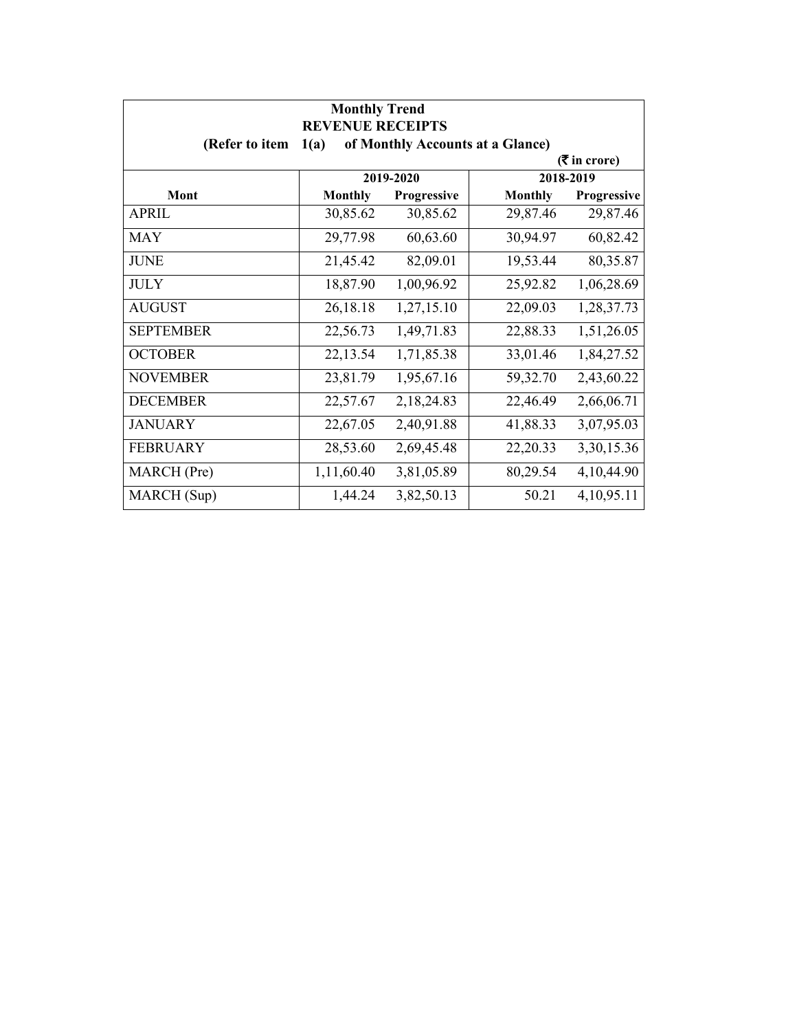**Monthly Trend**

**REVENUE RECEIPTS**

**(Refer to item 1(a) of Monthly Accounts at a Glance)**

**(₹ in crore)**

| Mont | 2019-2020 | | 2018-2019 | |
|---|---|---|---|---|
| | Monthly | Progressive | Monthly | Progressive |
| APRIL | 30,85.62 | 30,85.62 | 29,87.46 | 29,87.46 |
| MAY | 29,77.98 | 60,63.60 | 30,94.97 | 60,82.42 |
| JUNE | 21,45.42 | 82,09.01 | 19,53.44 | 80,35.87 |
| JULY | 18,87.90 | 1,00,96.92 | 25,92.82 | 1,06,28.69 |
| AUGUST | 26,18.18 | 1,27,15.10 | 22,09.03 | 1,28,37.73 |
| SEPTEMBER | 22,56.73 | 1,49,71.83 | 22,88.33 | 1,51,26.05 |
| OCTOBER | 22,13.54 | 1,71,85.38 | 33,01.46 | 1,84,27.52 |
| NOVEMBER | 23,81.79 | 1,95,67.16 | 59,32.70 | 2,43,60.22 |
| DECEMBER | 22,57.67 | 2,18,24.83 | 22,46.49 | 2,66,06.71 |
| JANUARY | 22,67.05 | 2,40,91.88 | 41,88.33 | 3,07,95.03 |
| FEBRUARY | 28,53.60 | 2,69,45.48 | 22,20.33 | 3,30,15.36 |
| MARCH (Pre) | 1,11,60.40 | 3,81,05.89 | 80,29.54 | 4,10,44.90 |
| MARCH (Sup) | 1,44.24 | 3,82,50.13 | 50.21 | 4,10,95.11 |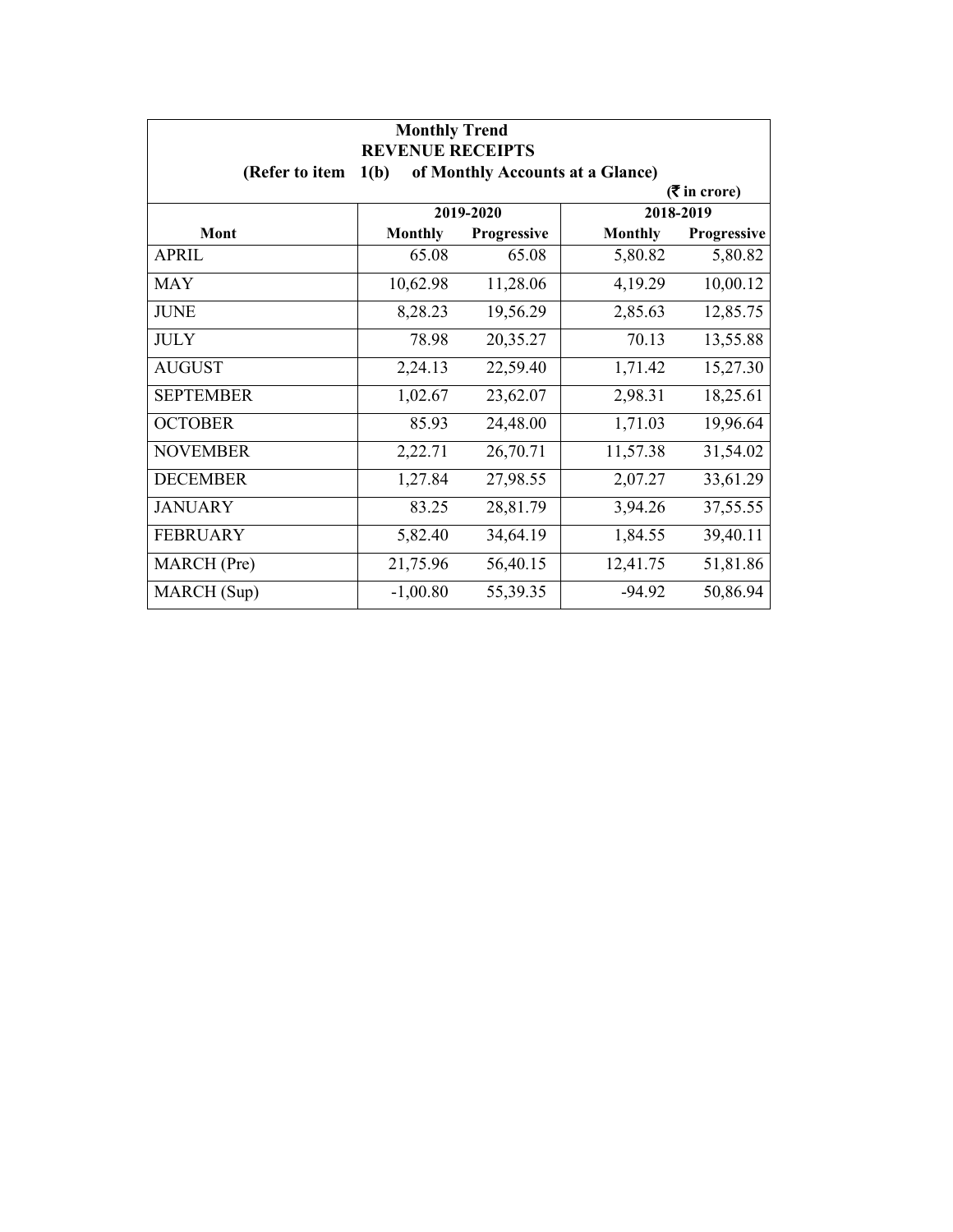**Monthly Trend**
**REVENUE RECEIPTS**
**(Refer to item 1(b) of Monthly Accounts at a Glance)**

(₹ in crore)

| Mont | 2019-2020 | | 2018-2019 | |
|---|---|---|---|---|
| | Monthly | Progressive | Monthly | Progressive |
| APRIL | 65.08 | 65.08 | 5,80.82 | 5,80.82 |
| MAY | 10,62.98 | 11,28.06 | 4,19.29 | 10,00.12 |
| JUNE | 8,28.23 | 19,56.29 | 2,85.63 | 12,85.75 |
| JULY | 78.98 | 20,35.27 | 70.13 | 13,55.88 |
| AUGUST | 2,24.13 | 22,59.40 | 1,71.42 | 15,27.30 |
| SEPTEMBER | 1,02.67 | 23,62.07 | 2,98.31 | 18,25.61 |
| OCTOBER | 85.93 | 24,48.00 | 1,71.03 | 19,96.64 |
| NOVEMBER | 2,22.71 | 26,70.71 | 11,57.38 | 31,54.02 |
| DECEMBER | 1,27.84 | 27,98.55 | 2,07.27 | 33,61.29 |
| JANUARY | 83.25 | 28,81.79 | 3,94.26 | 37,55.55 |
| FEBRUARY | 5,82.40 | 34,64.19 | 1,84.55 | 39,40.11 |
| MARCH (Pre) | 21,75.96 | 56,40.15 | 12,41.75 | 51,81.86 |
| MARCH (Sup) | -1,00.80 | 55,39.35 | -94.92 | 50,86.94 |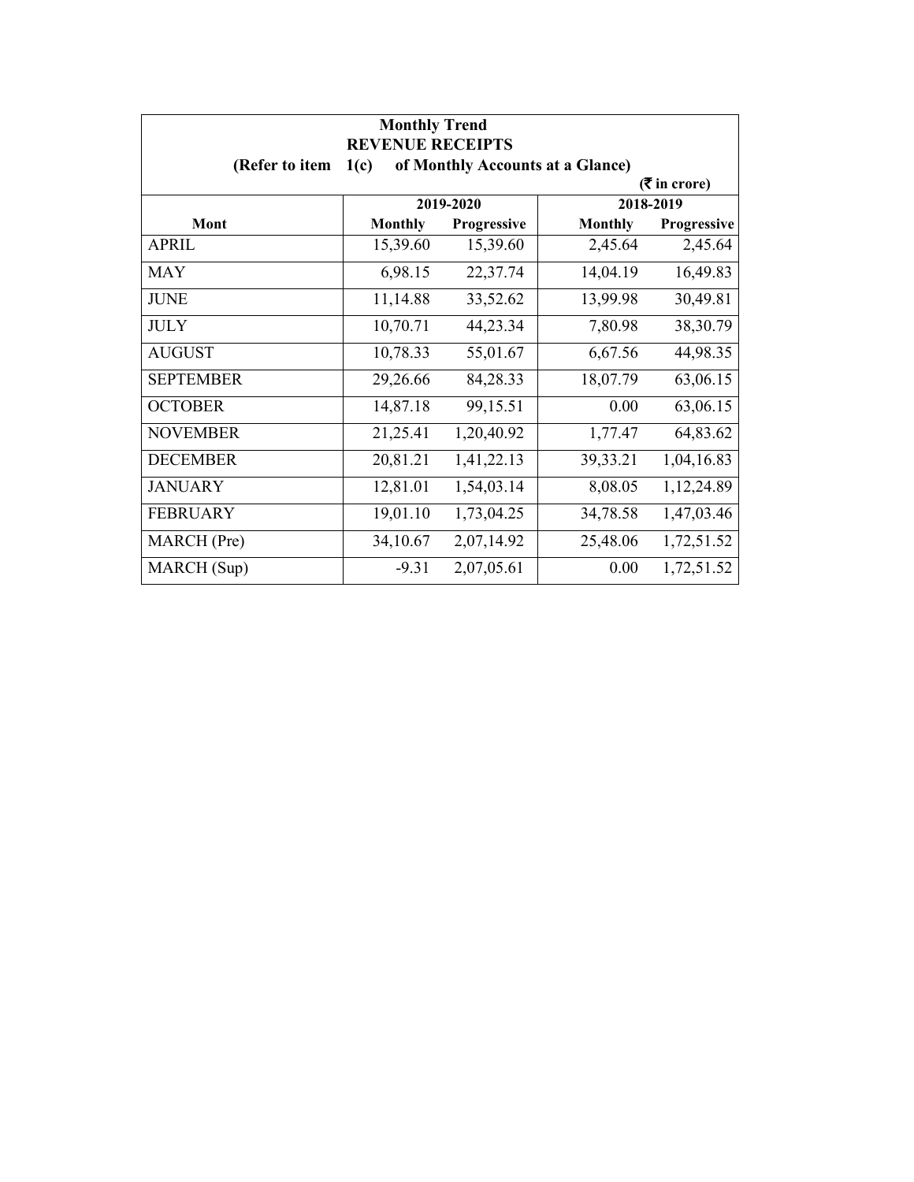**Monthly Trend**
**REVENUE RECEIPTS**
**(Refer to item 1(c) of Monthly Accounts at a Glance)**

**(₹ in crore)**

| Mont | 2019-2020 | | 2018-2019 | |
|---|---|---|---|---|
| | Monthly | Progressive | Monthly | Progressive |
| APRIL | 15,39.60 | 15,39.60 | 2,45.64 | 2,45.64 |
| MAY | 6,98.15 | 22,37.74 | 14,04.19 | 16,49.83 |
| JUNE | 11,14.88 | 33,52.62 | 13,99.98 | 30,49.81 |
| JULY | 10,70.71 | 44,23.34 | 7,80.98 | 38,30.79 |
| AUGUST | 10,78.33 | 55,01.67 | 6,67.56 | 44,98.35 |
| SEPTEMBER | 29,26.66 | 84,28.33 | 18,07.79 | 63,06.15 |
| OCTOBER | 14,87.18 | 99,15.51 | 0.00 | 63,06.15 |
| NOVEMBER | 21,25.41 | 1,20,40.92 | 1,77.47 | 64,83.62 |
| DECEMBER | 20,81.21 | 1,41,22.13 | 39,33.21 | 1,04,16.83 |
| JANUARY | 12,81.01 | 1,54,03.14 | 8,08.05 | 1,12,24.89 |
| FEBRUARY | 19,01.10 | 1,73,04.25 | 34,78.58 | 1,47,03.46 |
| MARCH (Pre) | 34,10.67 | 2,07,14.92 | 25,48.06 | 1,72,51.52 |
| MARCH (Sup) | -9.31 | 2,07,05.61 | 0.00 | 1,72,51.52 |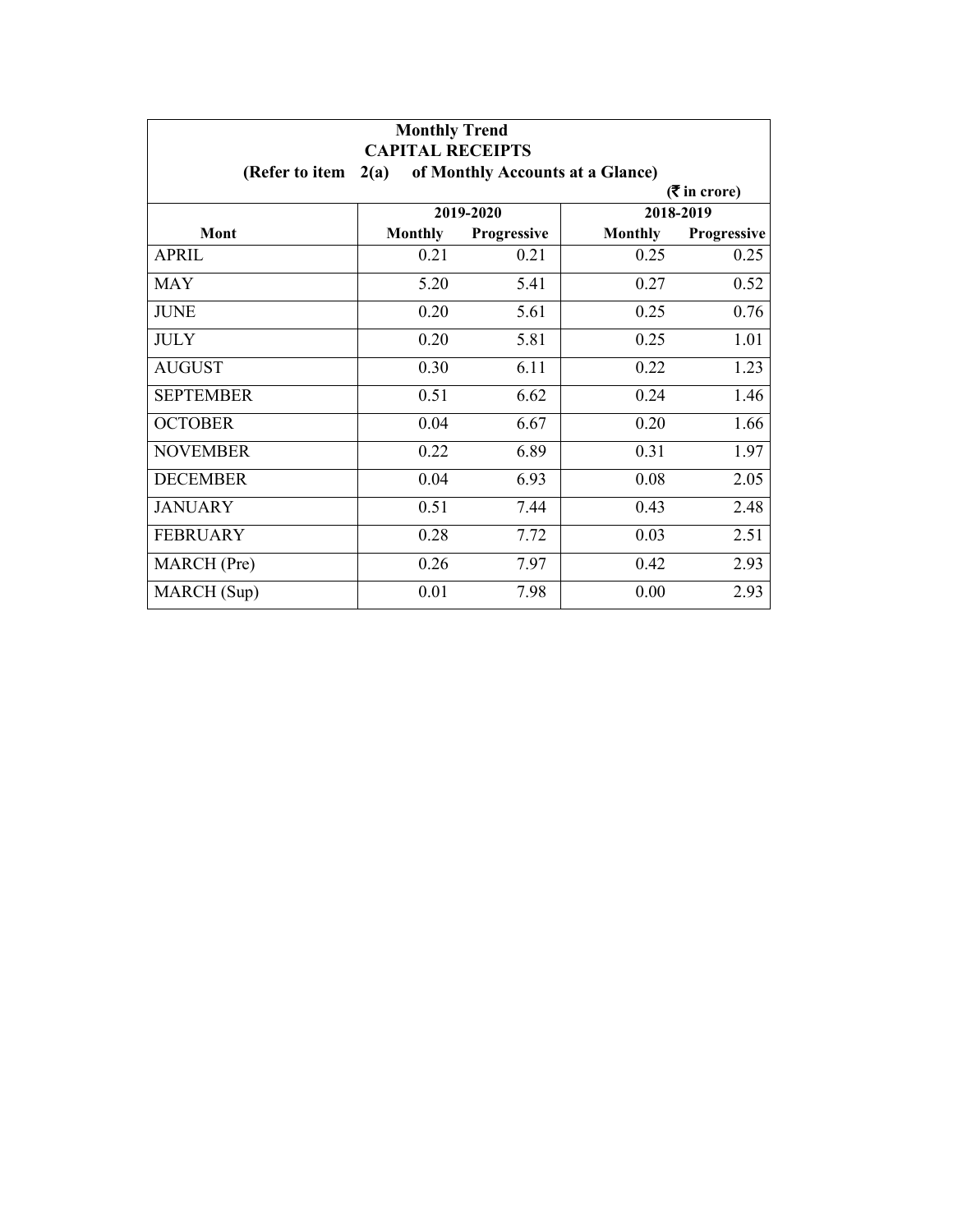**Monthly Trend**

**CAPITAL RECEIPTS**

**(Refer to item 2(a) of Monthly Accounts at a Glance)**

**(₹ in crore)**

| Mont | 2019-2020 | | 2018-2019 | |
|---|---|---|---|---|
| | Monthly | Progressive | Monthly | Progressive |
| APRIL | 0.21 | 0.21 | 0.25 | 0.25 |
| MAY | 5.20 | 5.41 | 0.27 | 0.52 |
| JUNE | 0.20 | 5.61 | 0.25 | 0.76 |
| JULY | 0.20 | 5.81 | 0.25 | 1.01 |
| AUGUST | 0.30 | 6.11 | 0.22 | 1.23 |
| SEPTEMBER | 0.51 | 6.62 | 0.24 | 1.46 |
| OCTOBER | 0.04 | 6.67 | 0.20 | 1.66 |
| NOVEMBER | 0.22 | 6.89 | 0.31 | 1.97 |
| DECEMBER | 0.04 | 6.93 | 0.08 | 2.05 |
| JANUARY | 0.51 | 7.44 | 0.43 | 2.48 |
| FEBRUARY | 0.28 | 7.72 | 0.03 | 2.51 |
| MARCH (Pre) | 0.26 | 7.97 | 0.42 | 2.93 |
| MARCH (Sup) | 0.01 | 7.98 | 0.00 | 2.93 |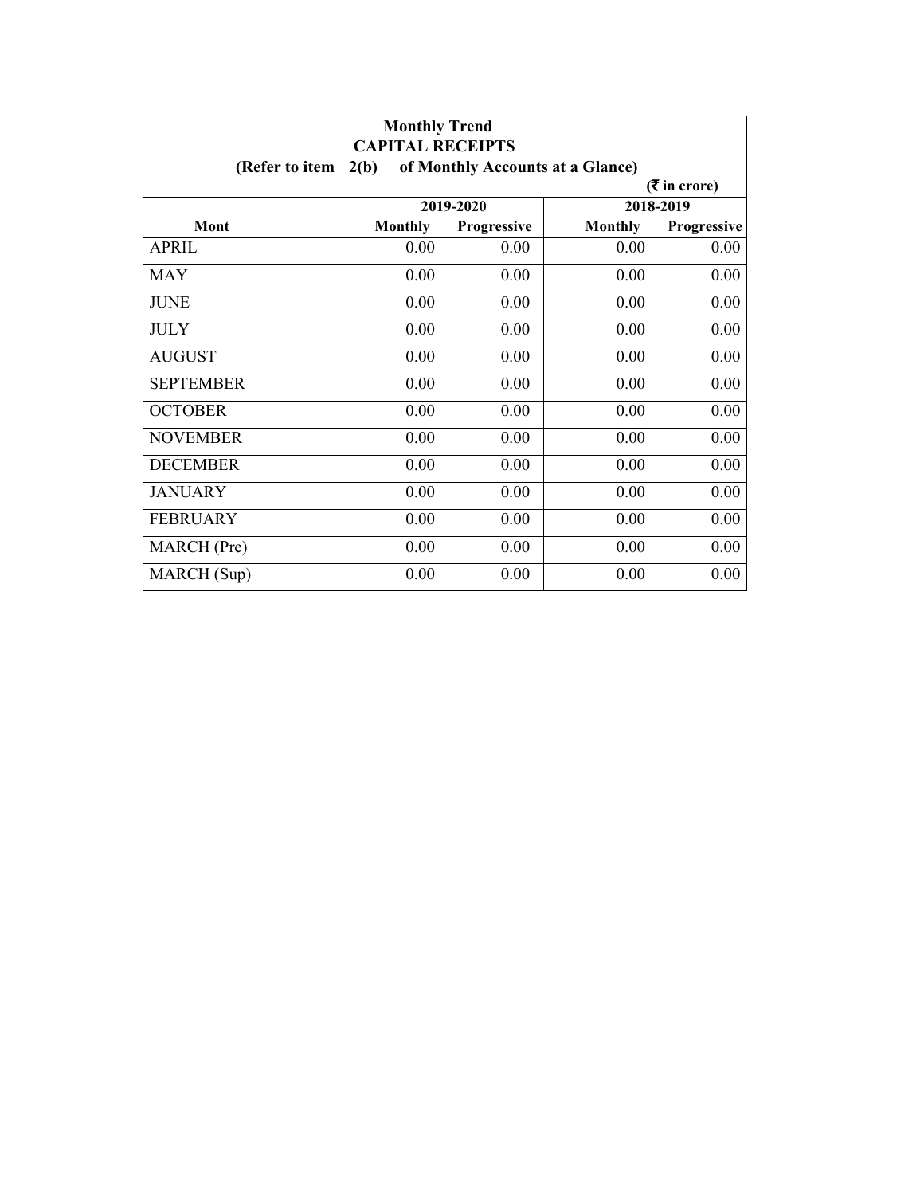**Monthly Trend**

**CAPITAL RECEIPTS**

**(Refer to item 2(b) of Monthly Accounts at a Glance)**

**(₹ in crore)**

| Mont | 2019-2020 | | 2018-2019 | |
|---|---|---|---|---|
| | Monthly | Progressive | Monthly | Progressive |
| APRIL | 0.00 | 0.00 | 0.00 | 0.00 |
| MAY | 0.00 | 0.00 | 0.00 | 0.00 |
| JUNE | 0.00 | 0.00 | 0.00 | 0.00 |
| JULY | 0.00 | 0.00 | 0.00 | 0.00 |
| AUGUST | 0.00 | 0.00 | 0.00 | 0.00 |
| SEPTEMBER | 0.00 | 0.00 | 0.00 | 0.00 |
| OCTOBER | 0.00 | 0.00 | 0.00 | 0.00 |
| NOVEMBER | 0.00 | 0.00 | 0.00 | 0.00 |
| DECEMBER | 0.00 | 0.00 | 0.00 | 0.00 |
| JANUARY | 0.00 | 0.00 | 0.00 | 0.00 |
| FEBRUARY | 0.00 | 0.00 | 0.00 | 0.00 |
| MARCH (Pre) | 0.00 | 0.00 | 0.00 | 0.00 |
| MARCH (Sup) | 0.00 | 0.00 | 0.00 | 0.00 |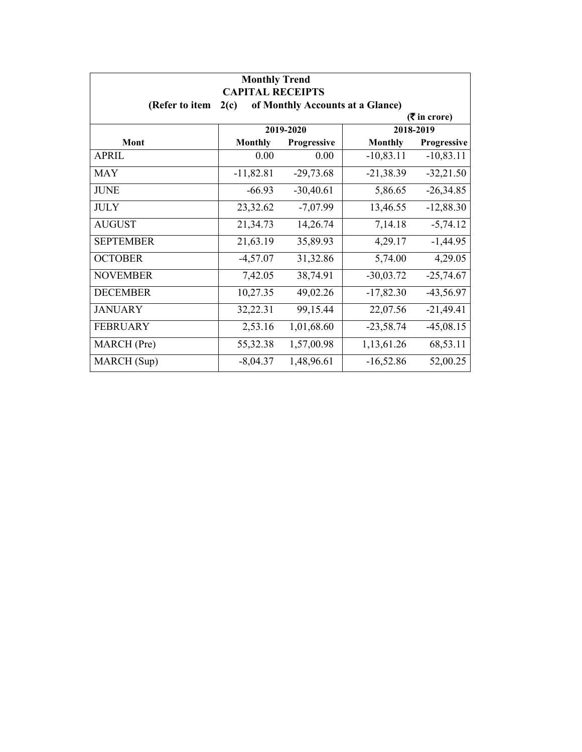**Monthly Trend**

**CAPITAL RECEIPTS**

**(Refer to item 2(c) of Monthly Accounts at a Glance)**

**(₹ in crore)**

| Mont | 2019-2020 | | 2018-2019 | |
|---|---|---|---|---|
| | Monthly | Progressive | Monthly | Progressive |
| APRIL | 0.00 | 0.00 | -10,83.11 | -10,83.11 |
| MAY | -11,82.81 | -29,73.68 | -21,38.39 | -32,21.50 |
| JUNE | -66.93 | -30,40.61 | 5,86.65 | -26,34.85 |
| JULY | 23,32.62 | -7,07.99 | 13,46.55 | -12,88.30 |
| AUGUST | 21,34.73 | 14,26.74 | 7,14.18 | -5,74.12 |
| SEPTEMBER | 21,63.19 | 35,89.93 | 4,29.17 | -1,44.95 |
| OCTOBER | -4,57.07 | 31,32.86 | 5,74.00 | 4,29.05 |
| NOVEMBER | 7,42.05 | 38,74.91 | -30,03.72 | -25,74.67 |
| DECEMBER | 10,27.35 | 49,02.26 | -17,82.30 | -43,56.97 |
| JANUARY | 32,22.31 | 99,15.44 | 22,07.56 | -21,49.41 |
| FEBRUARY | 2,53.16 | 1,01,68.60 | -23,58.74 | -45,08.15 |
| MARCH (Pre) | 55,32.38 | 1,57,00.98 | 1,13,61.26 | 68,53.11 |
| MARCH (Sup) | -8,04.37 | 1,48,96.61 | -16,52.86 | 52,00.25 |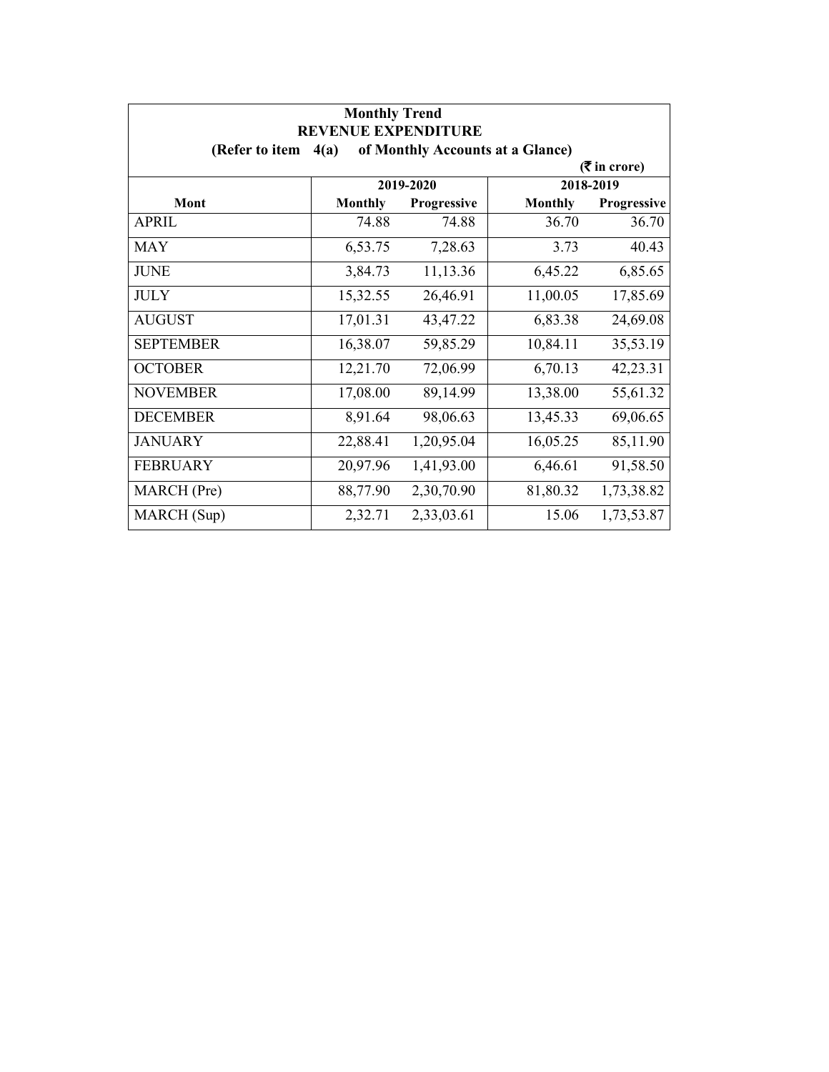**Monthly Trend**
**REVENUE EXPENDITURE**
**(Refer to item 4(a) of Monthly Accounts at a Glance)**

**(₹ in crore)**

| Mont | 2019-2020 | | 2018-2019 | |
|---|---|---|---|---|
| | Monthly | Progressive | Monthly | Progressive |
| APRIL | 74.88 | 74.88 | 36.70 | 36.70 |
| MAY | 6,53.75 | 7,28.63 | 3.73 | 40.43 |
| JUNE | 3,84.73 | 11,13.36 | 6,45.22 | 6,85.65 |
| JULY | 15,32.55 | 26,46.91 | 11,00.05 | 17,85.69 |
| AUGUST | 17,01.31 | 43,47.22 | 6,83.38 | 24,69.08 |
| SEPTEMBER | 16,38.07 | 59,85.29 | 10,84.11 | 35,53.19 |
| OCTOBER | 12,21.70 | 72,06.99 | 6,70.13 | 42,23.31 |
| NOVEMBER | 17,08.00 | 89,14.99 | 13,38.00 | 55,61.32 |
| DECEMBER | 8,91.64 | 98,06.63 | 13,45.33 | 69,06.65 |
| JANUARY | 22,88.41 | 1,20,95.04 | 16,05.25 | 85,11.90 |
| FEBRUARY | 20,97.96 | 1,41,93.00 | 6,46.61 | 91,58.50 |
| MARCH (Pre) | 88,77.90 | 2,30,70.90 | 81,80.32 | 1,73,38.82 |
| MARCH (Sup) | 2,32.71 | 2,33,03.61 | 15.06 | 1,73,53.87 |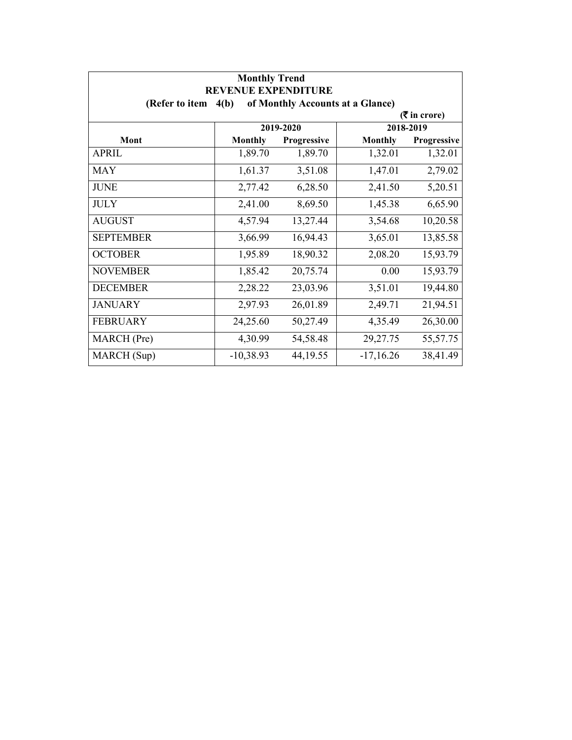| Monthly Trend<br>REVENUE EXPENDITURE<br>(Refer to item 4(b) of Monthly Accounts at a Glance)<br>(₹ in crore) | | | | |
|---|---|---|---|---|
| | 2019-2020 | | 2018-2019 | |
| Mont | Monthly | Progressive | Monthly | Progressive |
| APRIL | 1,89.70 | 1,89.70 | 1,32.01 | 1,32.01 |
| MAY | 1,61.37 | 3,51.08 | 1,47.01 | 2,79.02 |
| JUNE | 2,77.42 | 6,28.50 | 2,41.50 | 5,20.51 |
| JULY | 2,41.00 | 8,69.50 | 1,45.38 | 6,65.90 |
| AUGUST | 4,57.94 | 13,27.44 | 3,54.68 | 10,20.58 |
| SEPTEMBER | 3,66.99 | 16,94.43 | 3,65.01 | 13,85.58 |
| OCTOBER | 1,95.89 | 18,90.32 | 2,08.20 | 15,93.79 |
| NOVEMBER | 1,85.42 | 20,75.74 | 0.00 | 15,93.79 |
| DECEMBER | 2,28.22 | 23,03.96 | 3,51.01 | 19,44.80 |
| JANUARY | 2,97.93 | 26,01.89 | 2,49.71 | 21,94.51 |
| FEBRUARY | 24,25.60 | 50,27.49 | 4,35.49 | 26,30.00 |
| MARCH (Pre) | 4,30.99 | 54,58.48 | 29,27.75 | 55,57.75 |
| MARCH (Sup) | -10,38.93 | 44,19.55 | -17,16.26 | 38,41.49 |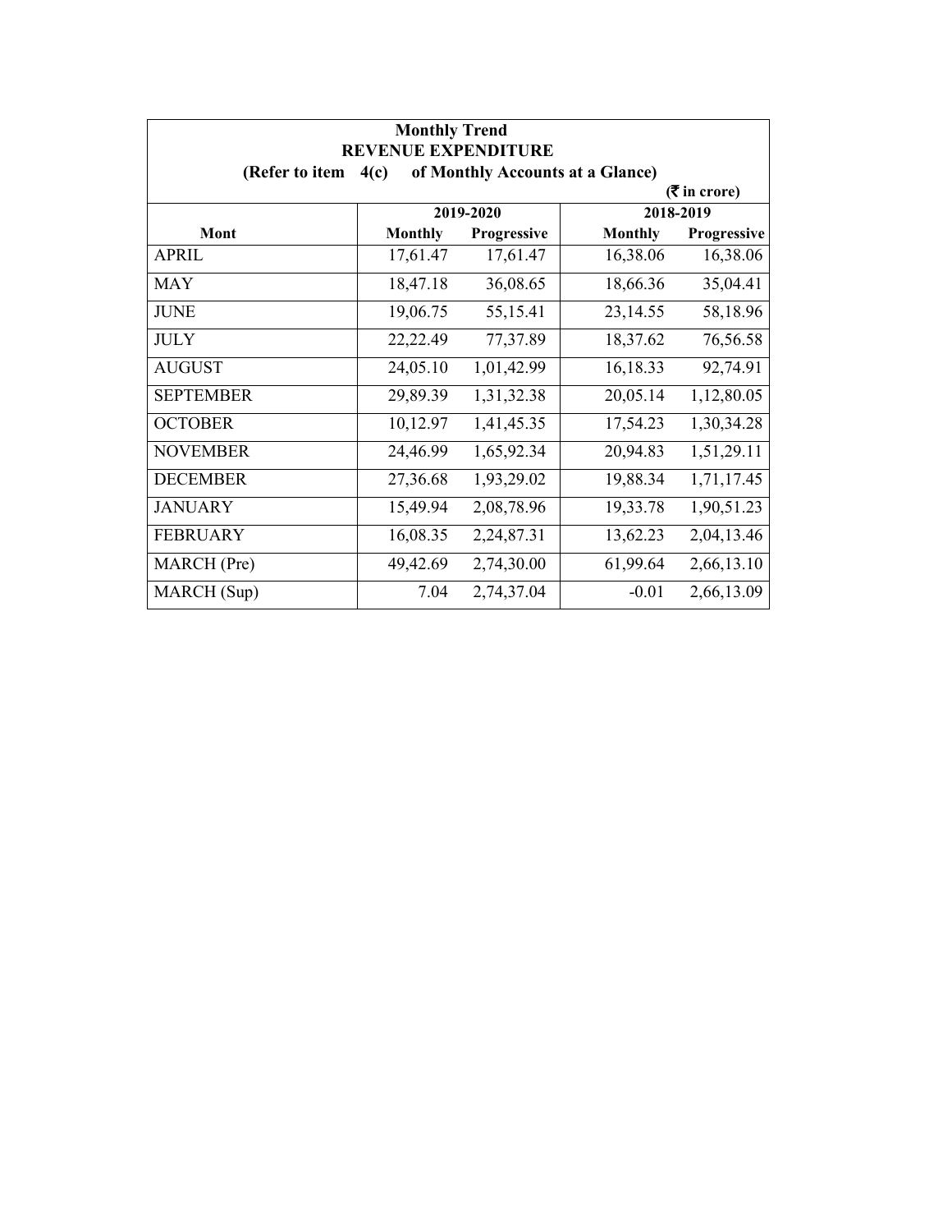**Monthly Trend**
**REVENUE EXPENDITURE**
**(Refer to item 4(c) of Monthly Accounts at a Glance)**

**(₹ in crore)**

| Mont | 2019-2020 | | 2018-2019 | |
|---|---|---|---|---|
| | Monthly | Progressive | Monthly | Progressive |
| APRIL | 17,61.47 | 17,61.47 | 16,38.06 | 16,38.06 |
| MAY | 18,47.18 | 36,08.65 | 18,66.36 | 35,04.41 |
| JUNE | 19,06.75 | 55,15.41 | 23,14.55 | 58,18.96 |
| JULY | 22,22.49 | 77,37.89 | 18,37.62 | 76,56.58 |
| AUGUST | 24,05.10 | 1,01,42.99 | 16,18.33 | 92,74.91 |
| SEPTEMBER | 29,89.39 | 1,31,32.38 | 20,05.14 | 1,12,80.05 |
| OCTOBER | 10,12.97 | 1,41,45.35 | 17,54.23 | 1,30,34.28 |
| NOVEMBER | 24,46.99 | 1,65,92.34 | 20,94.83 | 1,51,29.11 |
| DECEMBER | 27,36.68 | 1,93,29.02 | 19,88.34 | 1,71,17.45 |
| JANUARY | 15,49.94 | 2,08,78.96 | 19,33.78 | 1,90,51.23 |
| FEBRUARY | 16,08.35 | 2,24,87.31 | 13,62.23 | 2,04,13.46 |
| MARCH (Pre) | 49,42.69 | 2,74,30.00 | 61,99.64 | 2,66,13.10 |
| MARCH (Sup) | 7.04 | 2,74,37.04 | -0.01 | 2,66,13.09 |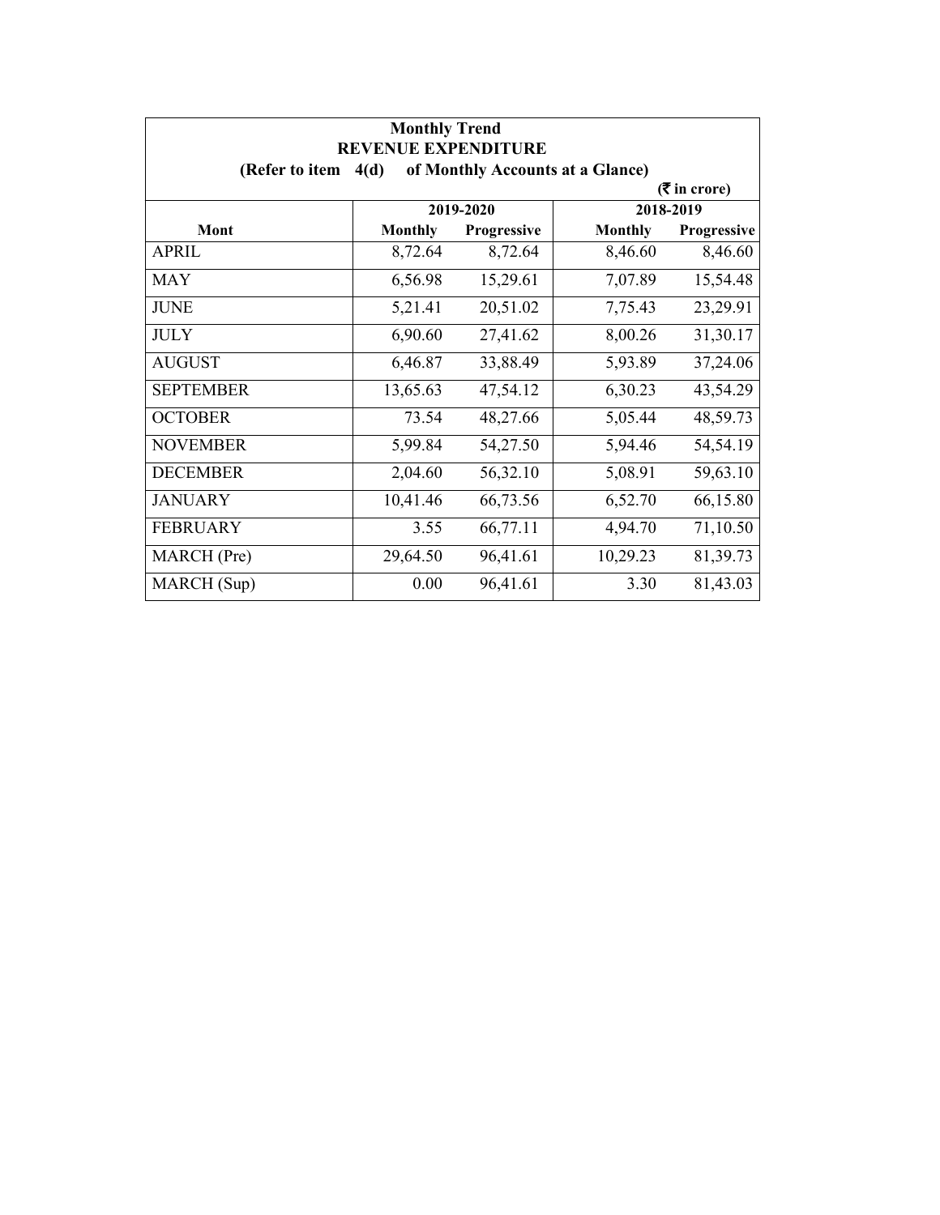**Monthly Trend**
**REVENUE EXPENDITURE**
**(Refer to item 4(d) of Monthly Accounts at a Glance)**

**(₹ in crore)**

| Mont | 2019-2020 | | 2018-2019 | |
|---|---|---|---|---|
| | Monthly | Progressive | Monthly | Progressive |
| APRIL | 8,72.64 | 8,72.64 | 8,46.60 | 8,46.60 |
| MAY | 6,56.98 | 15,29.61 | 7,07.89 | 15,54.48 |
| JUNE | 5,21.41 | 20,51.02 | 7,75.43 | 23,29.91 |
| JULY | 6,90.60 | 27,41.62 | 8,00.26 | 31,30.17 |
| AUGUST | 6,46.87 | 33,88.49 | 5,93.89 | 37,24.06 |
| SEPTEMBER | 13,65.63 | 47,54.12 | 6,30.23 | 43,54.29 |
| OCTOBER | 73.54 | 48,27.66 | 5,05.44 | 48,59.73 |
| NOVEMBER | 5,99.84 | 54,27.50 | 5,94.46 | 54,54.19 |
| DECEMBER | 2,04.60 | 56,32.10 | 5,08.91 | 59,63.10 |
| JANUARY | 10,41.46 | 66,73.56 | 6,52.70 | 66,15.80 |
| FEBRUARY | 3.55 | 66,77.11 | 4,94.70 | 71,10.50 |
| MARCH (Pre) | 29,64.50 | 96,41.61 | 10,29.23 | 81,39.73 |
| MARCH (Sup) | 0.00 | 96,41.61 | 3.30 | 81,43.03 |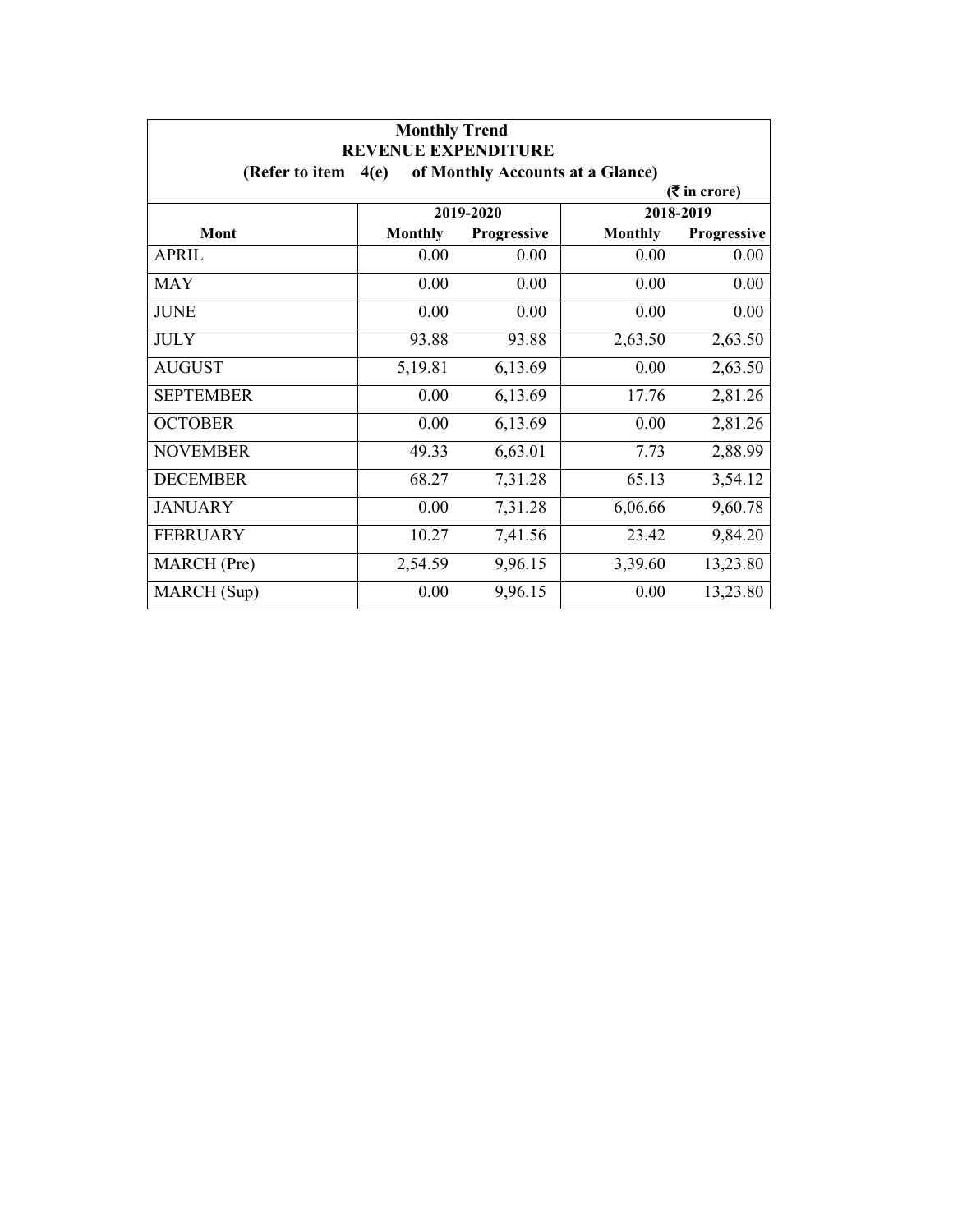**Monthly Trend**
**REVENUE EXPENDITURE**
**(Refer to item 4(e) of Monthly Accounts at a Glance)**

**(₹ in crore)**

| Mont | 2019-2020 | | 2018-2019 | |
|---|---|---|---|---|
| | Monthly | Progressive | Monthly | Progressive |
| APRIL | 0.00 | 0.00 | 0.00 | 0.00 |
| MAY | 0.00 | 0.00 | 0.00 | 0.00 |
| JUNE | 0.00 | 0.00 | 0.00 | 0.00 |
| JULY | 93.88 | 93.88 | 2,63.50 | 2,63.50 |
| AUGUST | 5,19.81 | 6,13.69 | 0.00 | 2,63.50 |
| SEPTEMBER | 0.00 | 6,13.69 | 17.76 | 2,81.26 |
| OCTOBER | 0.00 | 6,13.69 | 0.00 | 2,81.26 |
| NOVEMBER | 49.33 | 6,63.01 | 7.73 | 2,88.99 |
| DECEMBER | 68.27 | 7,31.28 | 65.13 | 3,54.12 |
| JANUARY | 0.00 | 7,31.28 | 6,06.66 | 9,60.78 |
| FEBRUARY | 10.27 | 7,41.56 | 23.42 | 9,84.20 |
| MARCH (Pre) | 2,54.59 | 9,96.15 | 3,39.60 | 13,23.80 |
| MARCH (Sup) | 0.00 | 9,96.15 | 0.00 | 13,23.80 |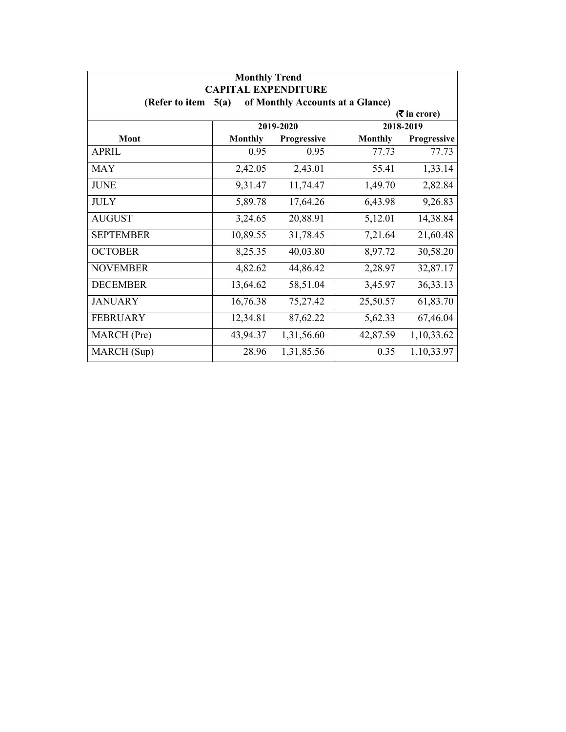**Monthly Trend**

**CAPITAL EXPENDITURE**

**(Refer to item 5(a) of Monthly Accounts at a Glance)**

**(₹ in crore)**

| Mont | 2019-2020 | | 2018-2019 | |
|---|---|---|---|---|
| | Monthly | Progressive | Monthly | Progressive |
| APRIL | 0.95 | 0.95 | 77.73 | 77.73 |
| MAY | 2,42.05 | 2,43.01 | 55.41 | 1,33.14 |
| JUNE | 9,31.47 | 11,74.47 | 1,49.70 | 2,82.84 |
| JULY | 5,89.78 | 17,64.26 | 6,43.98 | 9,26.83 |
| AUGUST | 3,24.65 | 20,88.91 | 5,12.01 | 14,38.84 |
| SEPTEMBER | 10,89.55 | 31,78.45 | 7,21.64 | 21,60.48 |
| OCTOBER | 8,25.35 | 40,03.80 | 8,97.72 | 30,58.20 |
| NOVEMBER | 4,82.62 | 44,86.42 | 2,28.97 | 32,87.17 |
| DECEMBER | 13,64.62 | 58,51.04 | 3,45.97 | 36,33.13 |
| JANUARY | 16,76.38 | 75,27.42 | 25,50.57 | 61,83.70 |
| FEBRUARY | 12,34.81 | 87,62.22 | 5,62.33 | 67,46.04 |
| MARCH (Pre) | 43,94.37 | 1,31,56.60 | 42,87.59 | 1,10,33.62 |
| MARCH (Sup) | 28.96 | 1,31,85.56 | 0.35 | 1,10,33.97 |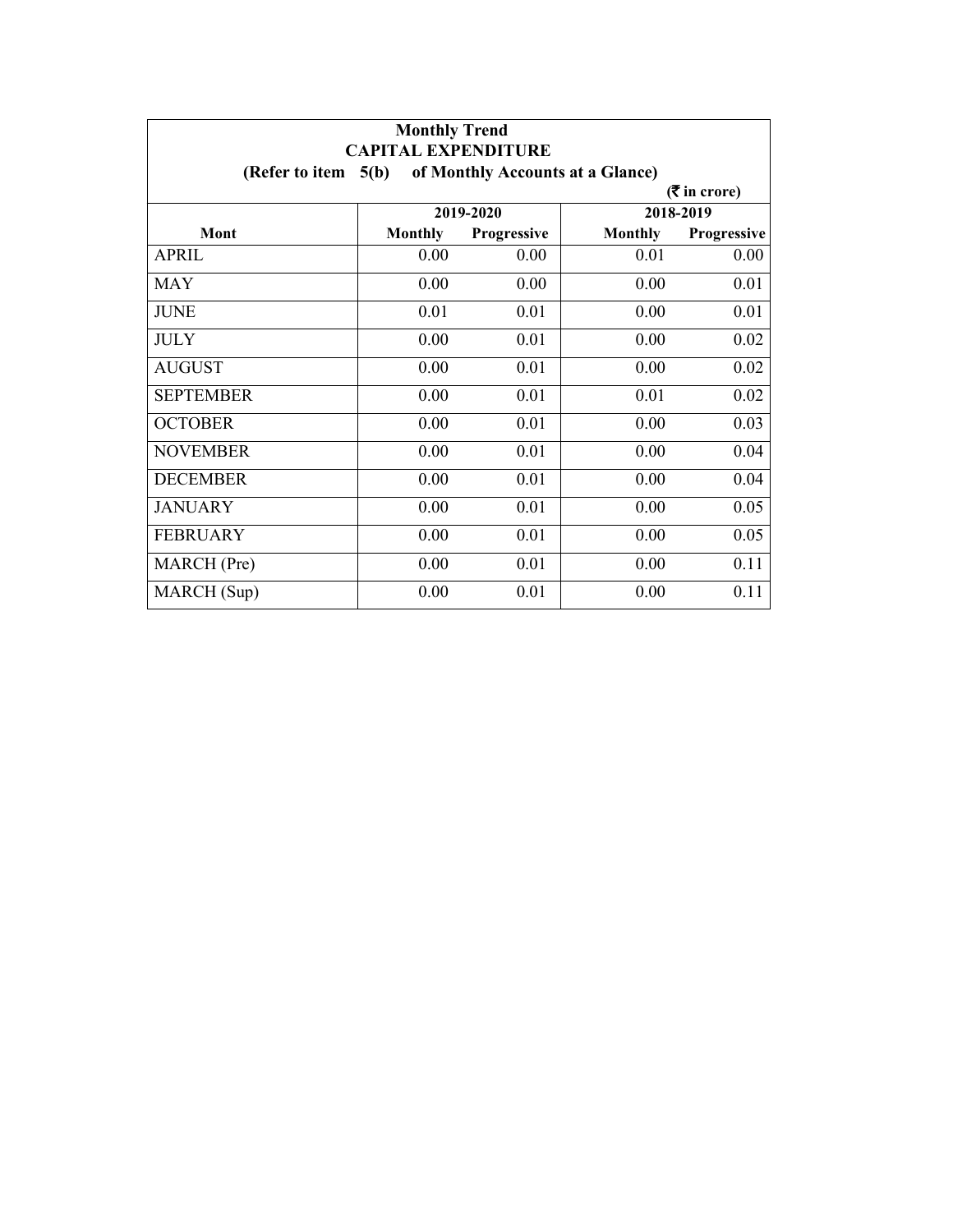**Monthly Trend**

**CAPITAL EXPENDITURE**

**(Refer to item 5(b) of Monthly Accounts at a Glance)**

**(₹ in crore)**

| Mont | 2019-2020 | | 2018-2019 | |
|---|---|---|---|---|
| | Monthly | Progressive | Monthly | Progressive |
| APRIL | 0.00 | 0.00 | 0.01 | 0.00 |
| MAY | 0.00 | 0.00 | 0.00 | 0.01 |
| JUNE | 0.01 | 0.01 | 0.00 | 0.01 |
| JULY | 0.00 | 0.01 | 0.00 | 0.02 |
| AUGUST | 0.00 | 0.01 | 0.00 | 0.02 |
| SEPTEMBER | 0.00 | 0.01 | 0.01 | 0.02 |
| OCTOBER | 0.00 | 0.01 | 0.00 | 0.03 |
| NOVEMBER | 0.00 | 0.01 | 0.00 | 0.04 |
| DECEMBER | 0.00 | 0.01 | 0.00 | 0.04 |
| JANUARY | 0.00 | 0.01 | 0.00 | 0.05 |
| FEBRUARY | 0.00 | 0.01 | 0.00 | 0.05 |
| MARCH (Pre) | 0.00 | 0.01 | 0.00 | 0.11 |
| MARCH (Sup) | 0.00 | 0.01 | 0.00 | 0.11 |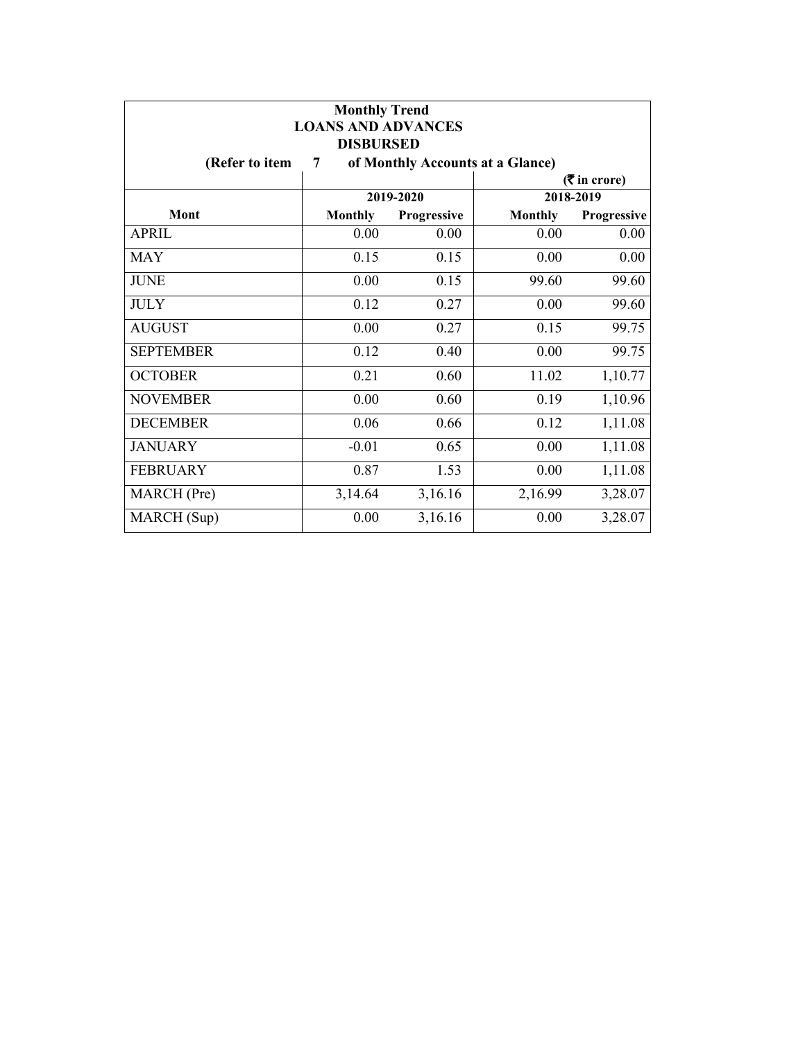**Monthly Trend**
**LOANS AND ADVANCES**
**DISBURSED**
**(Refer to item 7 of Monthly Accounts at a Glance)**

(₹ in crore)

| Mont | 2019-2020 | | 2018-2019 | |
|---|---|---|---|---|
| | Monthly | Progressive | Monthly | Progressive |
| APRIL | 0.00 | 0.00 | 0.00 | 0.00 |
| MAY | 0.15 | 0.15 | 0.00 | 0.00 |
| JUNE | 0.00 | 0.15 | 99.60 | 99.60 |
| JULY | 0.12 | 0.27 | 0.00 | 99.60 |
| AUGUST | 0.00 | 0.27 | 0.15 | 99.75 |
| SEPTEMBER | 0.12 | 0.40 | 0.00 | 99.75 |
| OCTOBER | 0.21 | 0.60 | 11.02 | 1,10.77 |
| NOVEMBER | 0.00 | 0.60 | 0.19 | 1,10.96 |
| DECEMBER | 0.06 | 0.66 | 0.12 | 1,11.08 |
| JANUARY | -0.01 | 0.65 | 0.00 | 1,11.08 |
| FEBRUARY | 0.87 | 1.53 | 0.00 | 1,11.08 |
| MARCH (Pre) | 3,14.64 | 3,16.16 | 2,16.99 | 3,28.07 |
| MARCH (Sup) | 0.00 | 3,16.16 | 0.00 | 3,28.07 |